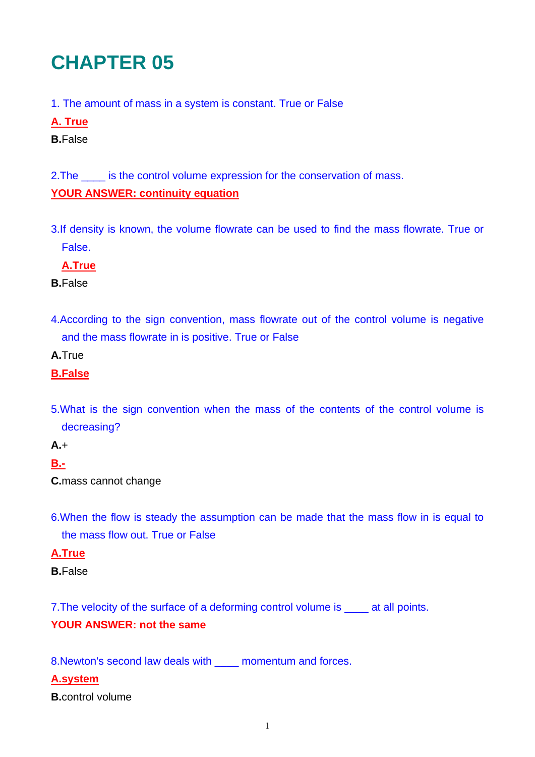# CHAPTER 05

1. The amount of mass in a system is constant. True or False

**A. True**

**B.**False

2.The ____ is the control volume expression for the conservation of mass.

**YOUR ANSWER: continuity equation**

3.If density is known, the volume flowrate can be used to find the mass flowrate. True or False.

**A.True**

**B.**False

4.According to the sign convention, mass flowrate out of the control volume is negative and the mass flowrate in is positive. True or False

**A.**True

**B.False**

5.What is the sign convention when the mass of the contents of the control volume is decreasing?

**A.**+

**B.-**

**C.**mass cannot change

6.When the flow is steady the assumption can be made that the mass flow in is equal to the mass flow out. True or False

**A.True**

**B.**False

7.The velocity of the surface of a deforming control volume is ____ at all points.

**YOUR ANSWER: not the same**

8.Newton's second law deals with ____ momentum and forces.

**A.system**

**B.**control volume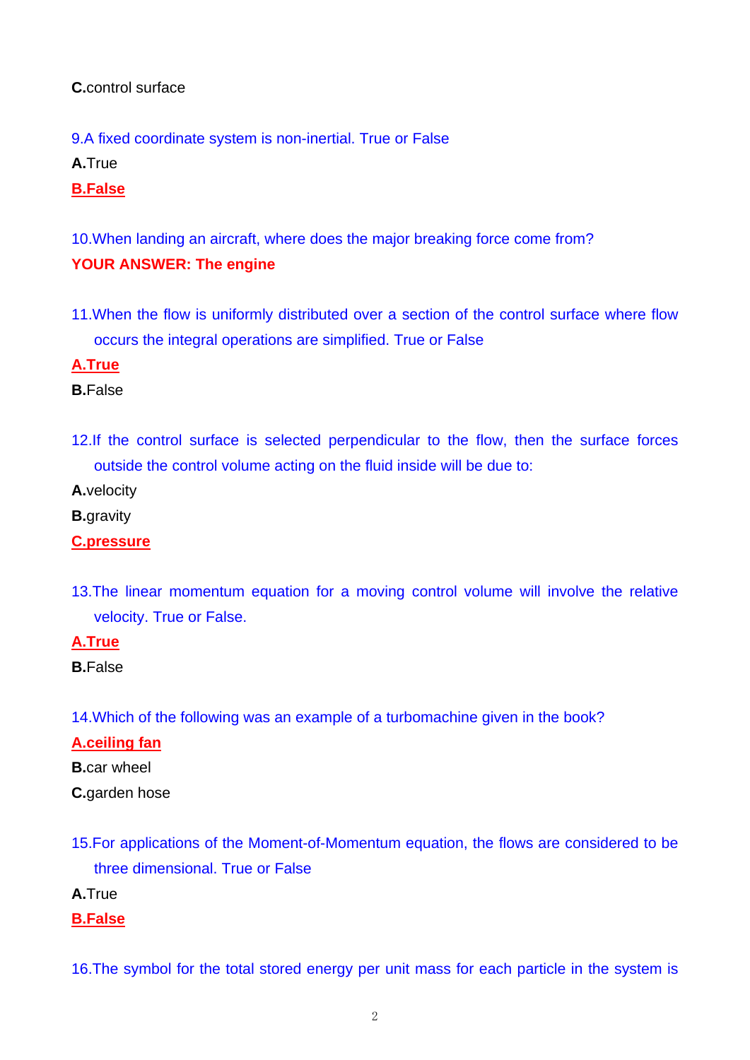**C.**control surface

9.A fixed coordinate system is non-inertial. True or False

**A.**True

**B.False**

10.When landing an aircraft, where does the major breaking force come from?

**YOUR ANSWER: The engine**

11.When the flow is uniformly distributed over a section of the control surface where flow occurs the integral operations are simplified. True or False

**A.True**

**B.**False

12.If the control surface is selected perpendicular to the flow, then the surface forces outside the control volume acting on the fluid inside will be due to:

**A.**velocity

**B.**gravity

**C.pressure**

13.The linear momentum equation for a moving control volume will involve the relative velocity. True or False.

**A.True**

**B.**False

14.Which of the following was an example of a turbomachine given in the book?

**A.ceiling fan**

**B.**car wheel

**C.**garden hose

15.For applications of the Moment-of-Momentum equation, the flows are considered to be three dimensional. True or False

**A.**True

**B.False**

16.The symbol for the total stored energy per unit mass for each particle in the system is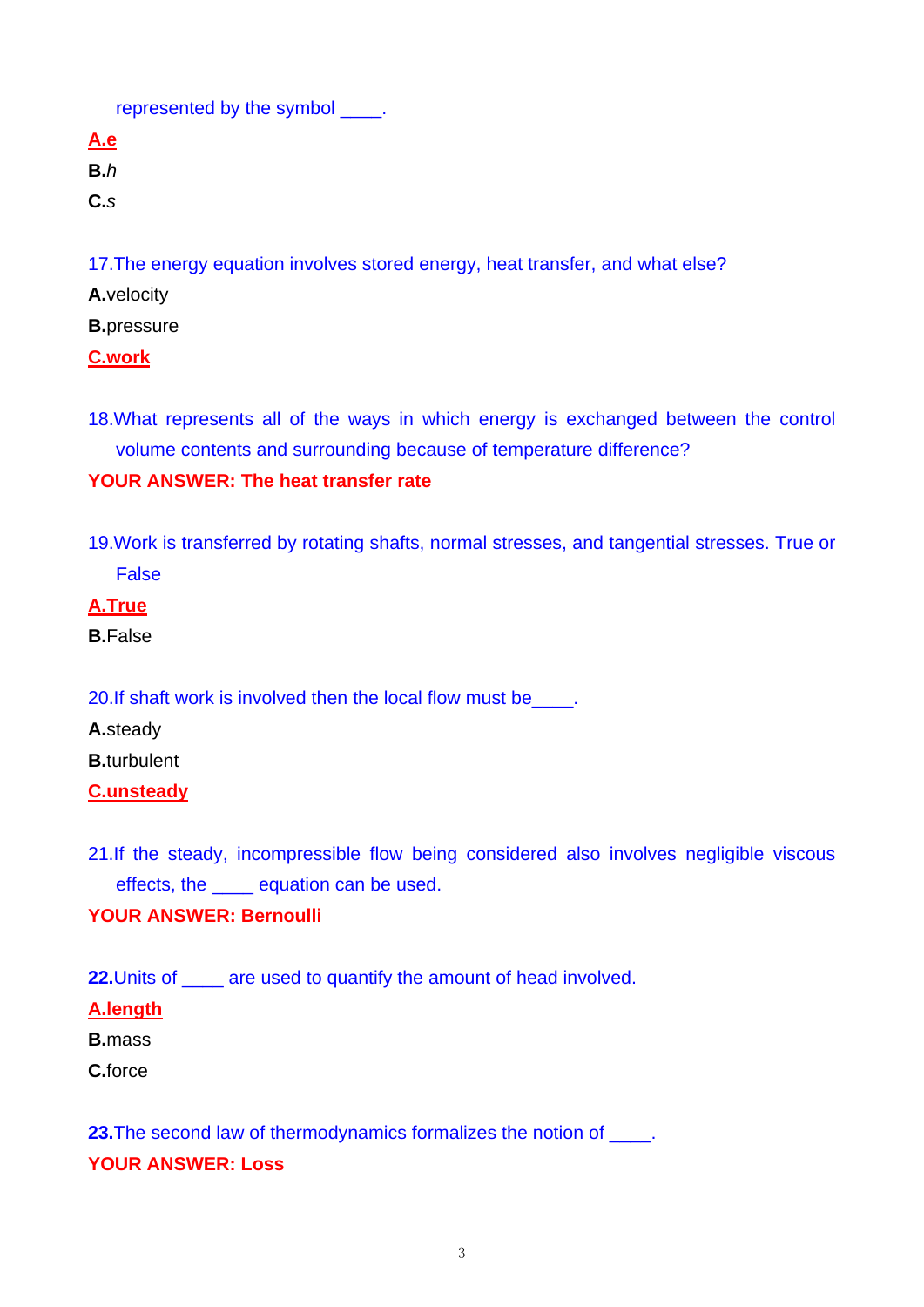represented by the symbol ____.

**A.e**

**B.**$h$

**C.**$s$

17.The energy equation involves stored energy, heat transfer, and what else?

**A.**velocity

**B.**pressure

**C.work**

18.What represents all of the ways in which energy is exchanged between the control volume contents and surrounding because of temperature difference?

**YOUR ANSWER: The heat transfer rate**

19.Work is transferred by rotating shafts, normal stresses, and tangential stresses. True or False

**A.True**

**B.**False

20.If shaft work is involved then the local flow must be____.

**A.**steady

**B.**turbulent

**C.unsteady**

21.If the steady, incompressible flow being considered also involves negligible viscous effects, the ____ equation can be used.

**YOUR ANSWER: Bernoulli**

**22.**Units of ____ are used to quantify the amount of head involved.

**A.length**

**B.**mass

**C.**force

**23.**The second law of thermodynamics formalizes the notion of ____.

**YOUR ANSWER: Loss**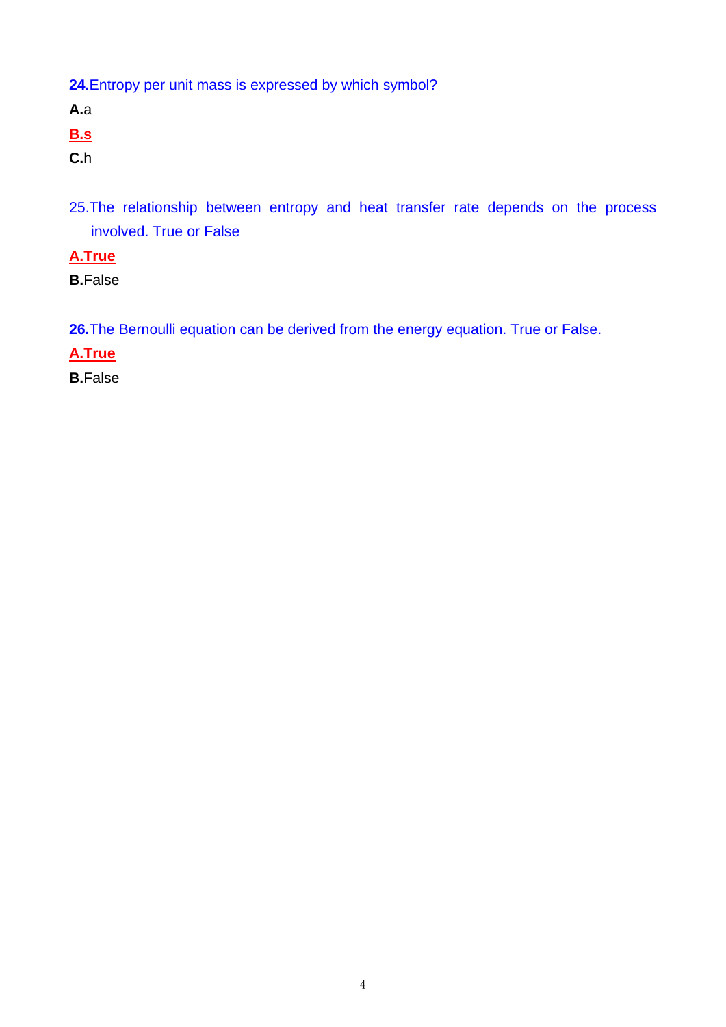**24.** Entropy per unit mass is expressed by which symbol?

**A.** a

**B. s**

**C.** h

25. The relationship between entropy and heat transfer rate depends on the process involved. True or False

**A. True**

**B.** False

**26.** The Bernoulli equation can be derived from the energy equation. True or False.

**A. True**

**B.** False